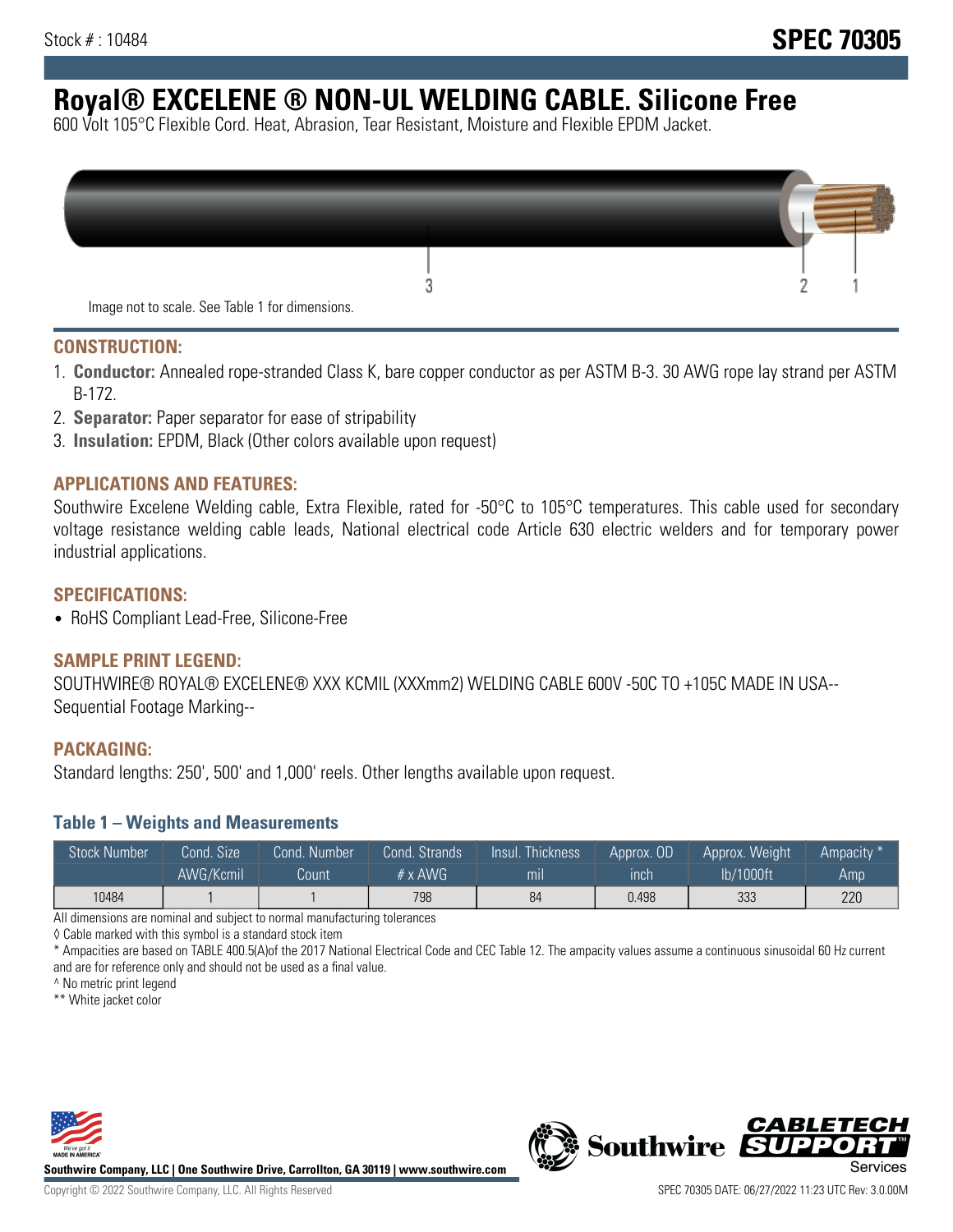Stock # : 10484

# SPEC 70305

# Royal® EXCELENE ® NON-UL WELDING CABLE. Silicone Free

600 Volt 105°C Flexible Cord. Heat, Abrasion, Tear Resistant, Moisture and Flexible EPDM Jacket.

Image not to scale. See Table 1 for dimensions.

## CONSTRUCTION:

1. **Conductor:** Annealed rope-stranded Class K, bare copper conductor as per ASTM B-3. 30 AWG rope lay strand per ASTM B-172.
2. **Separator:** Paper separator for ease of stripability
3. **Insulation:** EPDM, Black (Other colors available upon request)

## APPLICATIONS AND FEATURES:

Southwire Excelene Welding cable, Extra Flexible, rated for -50°C to 105°C temperatures. This cable used for secondary voltage resistance welding cable leads, National electrical code Article 630 electric welders and for temporary power industrial applications.

## SPECIFICATIONS:

- RoHS Compliant Lead-Free, Silicone-Free

## SAMPLE PRINT LEGEND:

SOUTHWIRE® ROYAL® EXCELENE® XXX KCMIL (XXXmm2) WELDING CABLE 600V -50C TO +105C MADE IN USA-- Sequential Footage Marking--

## PACKAGING:

Standard lengths: 250', 500' and 1,000' reels. Other lengths available upon request.

### Table 1 – Weights and Measurements

| Stock Number | Cond. Size | Cond. Number | Cond. Strands | Insul. Thickness | Approx. OD | Approx. Weight | Ampacity * |
|---|---|---|---|---|---|---|---|
| | AWG/Kcmil | Count | # x AWG | mil | inch | lb/1000ft | Amp |
| 10484 | 1 | 1 | 798 | 84 | 0.498 | 333 | 220 |

All dimensions are nominal and subject to normal manufacturing tolerances

◊ Cable marked with this symbol is a standard stock item

* Ampacities are based on TABLE 400.5(A)of the 2017 National Electrical Code and CEC Table 12. The ampacity values assume a continuous sinusoidal 60 Hz current and are for reference only and should not be used as a final value.

^ No metric print legend

** White jacket color

**Southwire Company, LLC | One Southwire Drive, Carrollton, GA 30119 | www.southwire.com**

Copyright © 2022 Southwire Company, LLC. All Rights Reserved

SPEC 70305 DATE: 06/27/2022 11:23 UTC Rev: 3.0.00M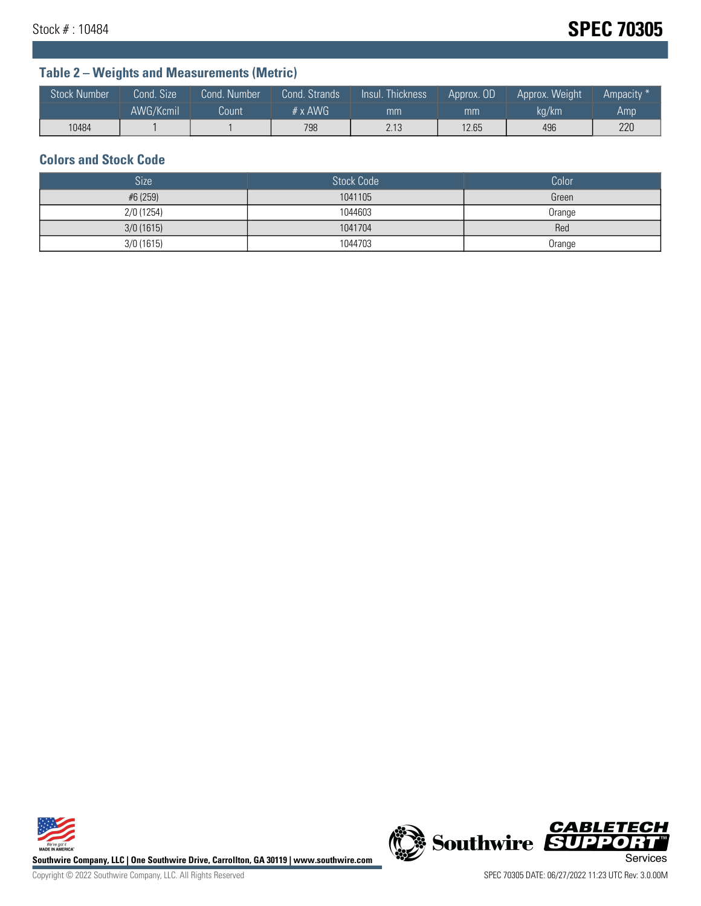## Table 2 – Weights and Measurements (Metric)

| Stock Number | Cond. Size | Cond. Number | Cond. Strands | Insul. Thickness | Approx. OD | Approx. Weight | Ampacity * |
|---|---|---|---|---|---|---|---|
| | AWG/Kcmil | Count | # x AWG | mm | mm | kg/km | Amp |
| 10484 | 1 | 1 | 798 | 2.13 | 12.65 | 496 | 220 |

## Colors and Stock Code

| Size | Stock Code | Color |
|---|---|---|
| #6 (259) | 1041105 | Green |
| 2/0 (1254) | 1044603 | Orange |
| 3/0 (1615) | 1041704 | Red |
| 3/0 (1615) | 1044703 | Orange |

Southwire Company, LLC | One Southwire Drive, Carrollton, GA 30119 | www.southwire.com

Copyright © 2022 Southwire Company, LLC. All Rights Reserved

SPEC 70305 DATE: 06/27/2022 11:23 UTC Rev: 3.0.00M